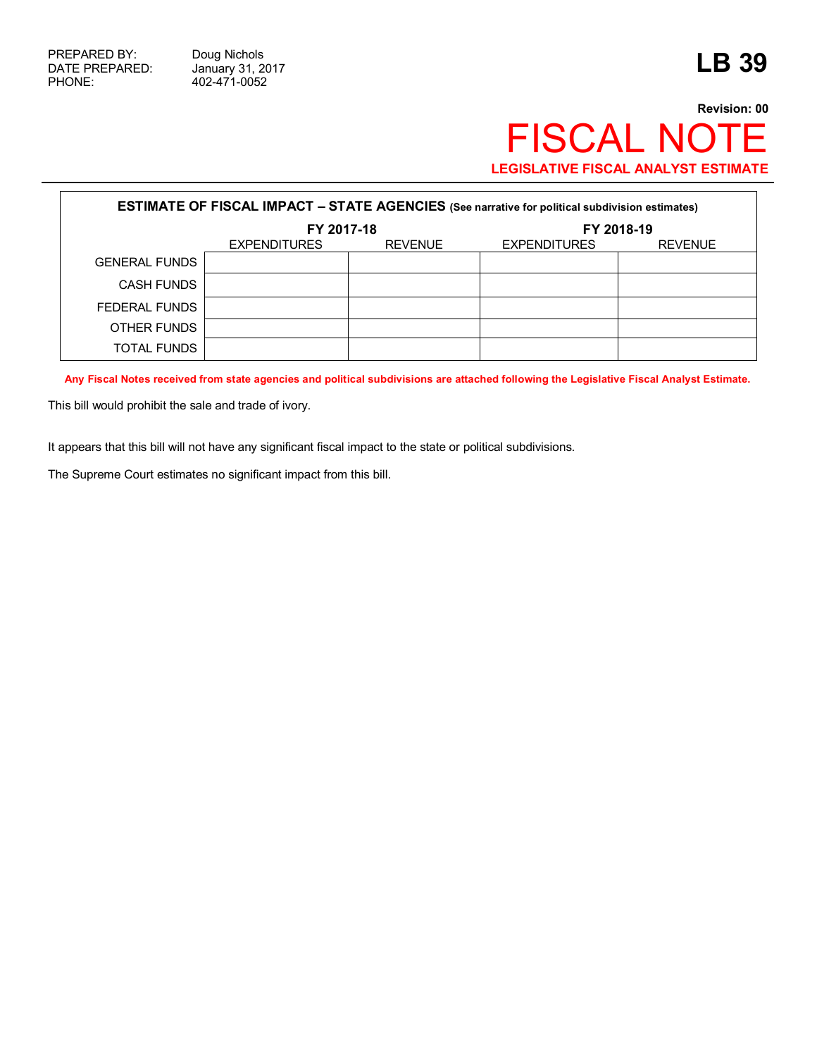PREPARED BY: Doug Nichols
DATE PREPARED: January 31, 2017
PHONE: 402-471-0052

# LB 39

**Revision: 00**

# FISCAL NOTE

**LEGISLATIVE FISCAL ANALYST ESTIMATE**

| **ESTIMATE OF FISCAL IMPACT – STATE AGENCIES** (See narrative for political subdivision estimates) | | | | |
|---|---|---|---|---|
| | **FY 2017-18** | | **FY 2018-19** | |
| | EXPENDITURES | REVENUE | EXPENDITURES | REVENUE |
| GENERAL FUNDS | | | | |
| CASH FUNDS | | | | |
| FEDERAL FUNDS | | | | |
| OTHER FUNDS | | | | |
| TOTAL FUNDS | | | | |

**Any Fiscal Notes received from state agencies and political subdivisions are attached following the Legislative Fiscal Analyst Estimate.**

This bill would prohibit the sale and trade of ivory.

It appears that this bill will not have any significant fiscal impact to the state or political subdivisions.

The Supreme Court estimates no significant impact from this bill.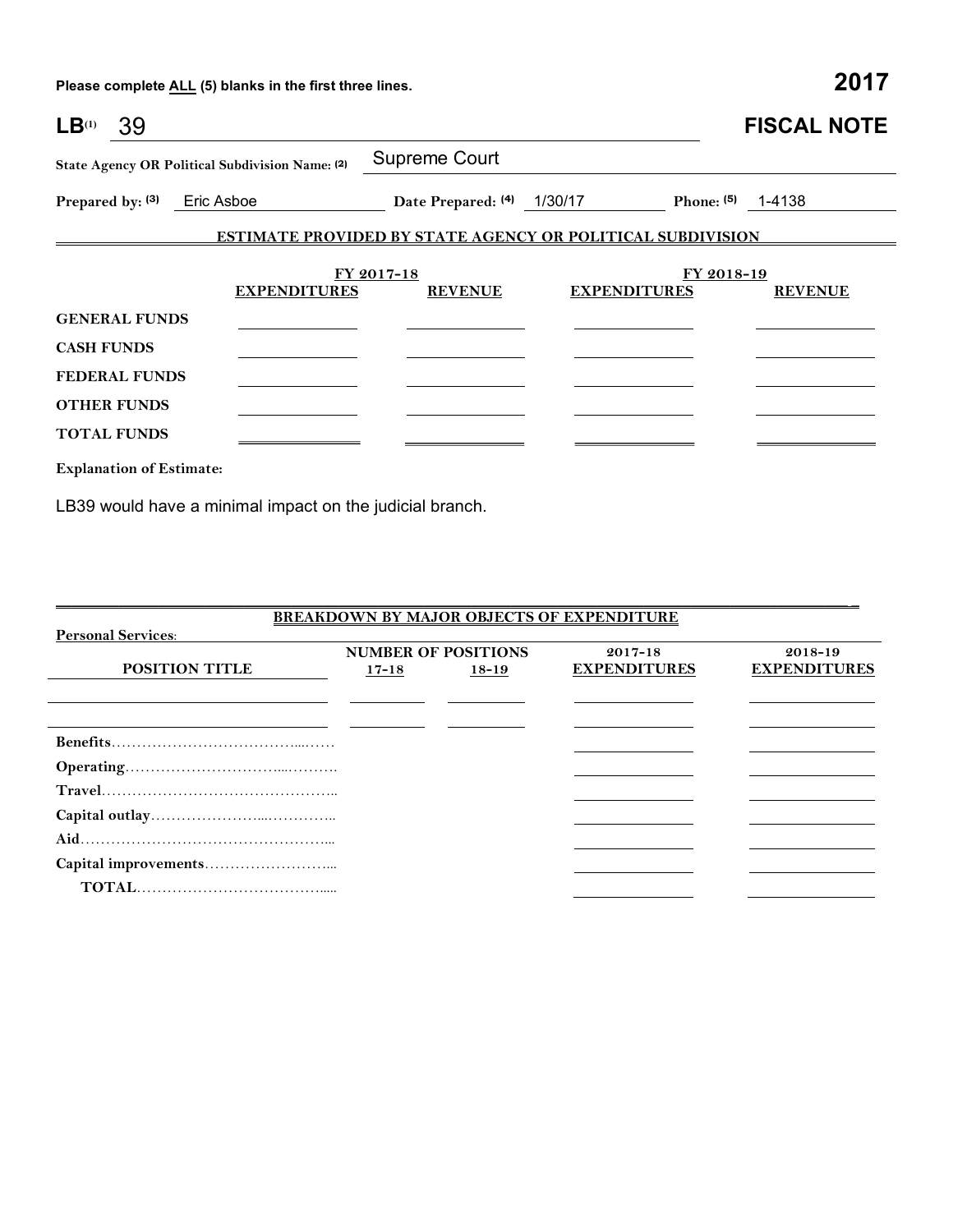Please complete ALL (5) blanks in the first three lines.

**2017**

# LB[(1)] 39 — FISCAL NOTE

**State Agency OR Political Subdivision Name: (2)** Supreme Court

**Prepared by: (3)** Eric Asboe **Date Prepared: (4)** 1/30/17 **Phone: (5)** 1-4138

## ESTIMATE PROVIDED BY STATE AGENCY OR POLITICAL SUBDIVISION

| | FY 2017-18 | | FY 2018-19 | |
|---|---|---|---|---|
| | **EXPENDITURES** | **REVENUE** | **EXPENDITURES** | **REVENUE** |
| **GENERAL FUNDS** | | | | |
| **CASH FUNDS** | | | | |
| **FEDERAL FUNDS** | | | | |
| **OTHER FUNDS** | | | | |
| **TOTAL FUNDS** | | | | |

**Explanation of Estimate:**

LB39 would have a minimal impact on the judicial branch.

## BREAKDOWN BY MAJOR OBJECTS OF EXPENDITURE

**Personal Services:**

| POSITION TITLE | NUMBER OF POSITIONS 17-18 | NUMBER OF POSITIONS 18-19 | 2017-18 EXPENDITURES | 2018-19 EXPENDITURES |
|---|---|---|---|---|
| | | | | |
| | | | | |
| **Benefits** | | | | |
| **Operating** | | | | |
| **Travel** | | | | |
| **Capital outlay** | | | | |
| **Aid** | | | | |
| **Capital improvements** | | | | |
| **TOTAL** | | | | |